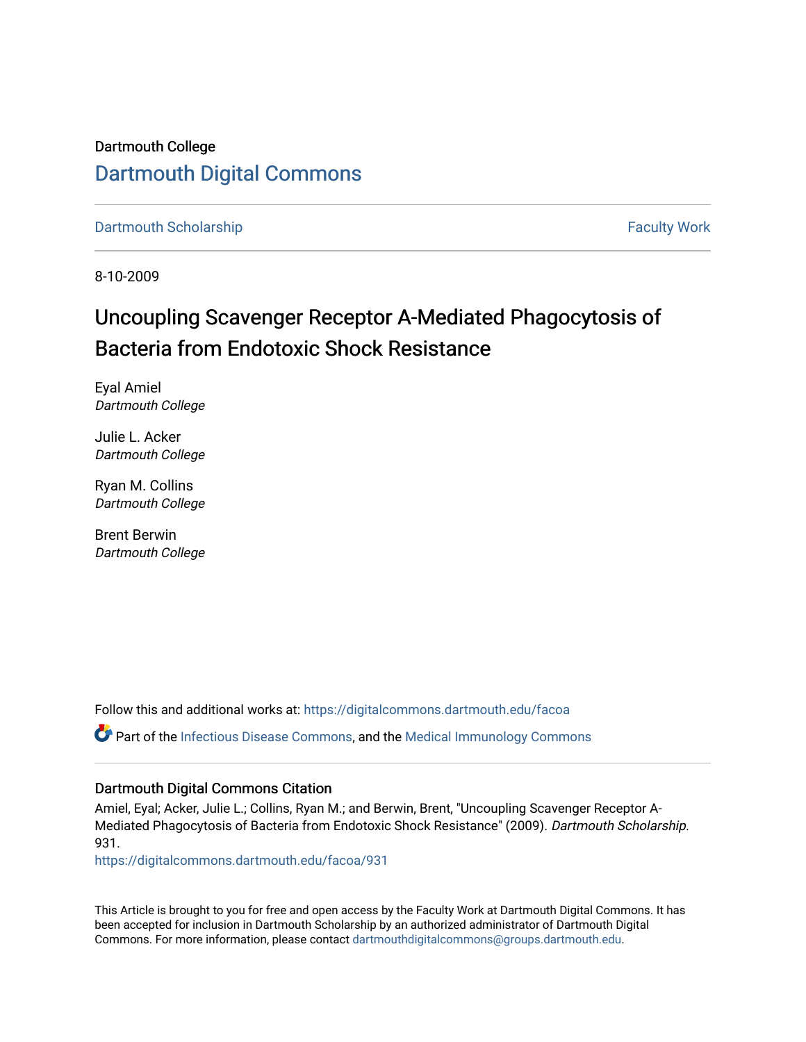Dartmouth College

# Dartmouth Digital Commons

Dartmouth Scholarship | Faculty Work

8-10-2009

# Uncoupling Scavenger Receptor A-Mediated Phagocytosis of Bacteria from Endotoxic Shock Resistance

Eyal Amiel
*Dartmouth College*

Julie L. Acker
*Dartmouth College*

Ryan M. Collins
*Dartmouth College*

Brent Berwin
*Dartmouth College*

Follow this and additional works at: https://digitalcommons.dartmouth.edu/facoa

Part of the Infectious Disease Commons, and the Medical Immunology Commons

## Dartmouth Digital Commons Citation

Amiel, Eyal; Acker, Julie L.; Collins, Ryan M.; and Berwin, Brent, "Uncoupling Scavenger Receptor A-Mediated Phagocytosis of Bacteria from Endotoxic Shock Resistance" (2009). *Dartmouth Scholarship*. 931.
https://digitalcommons.dartmouth.edu/facoa/931

This Article is brought to you for free and open access by the Faculty Work at Dartmouth Digital Commons. It has been accepted for inclusion in Dartmouth Scholarship by an authorized administrator of Dartmouth Digital Commons. For more information, please contact dartmouthdigitalcommons@groups.dartmouth.edu.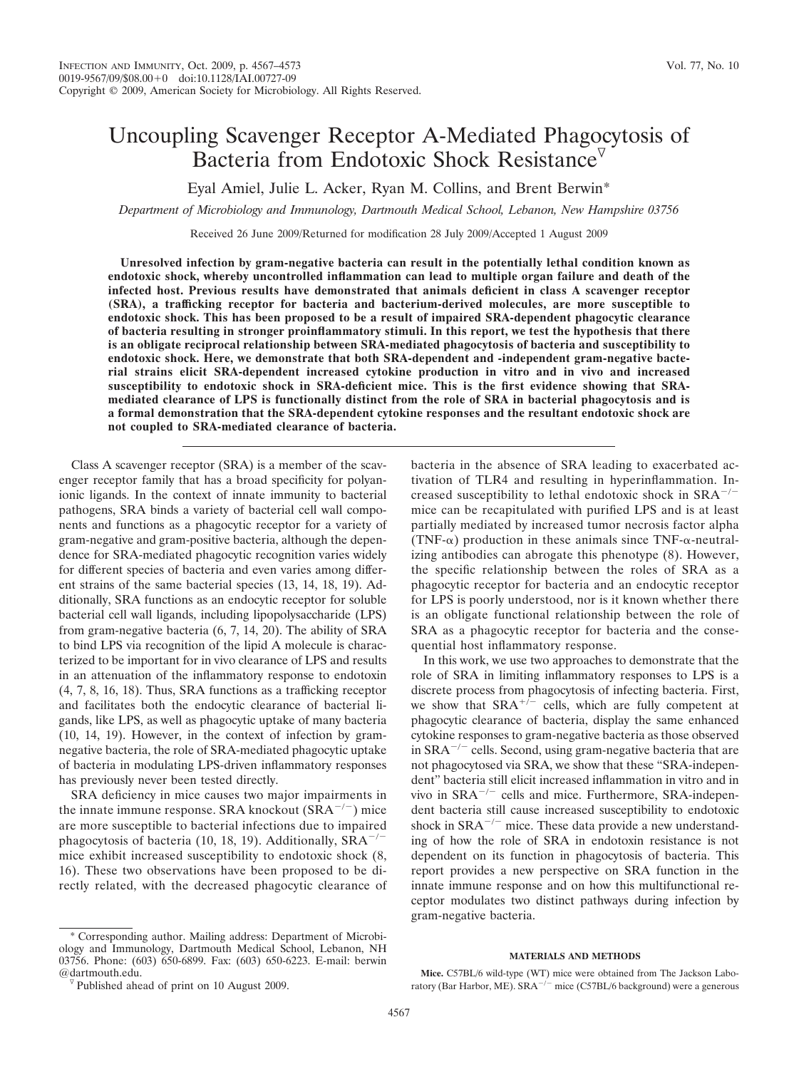# Uncoupling Scavenger Receptor A-Mediated Phagocytosis of Bacteria from Endotoxic Shock Resistance[▽]

Eyal Amiel, Julie L. Acker, Ryan M. Collins, and Brent Berwin*

*Department of Microbiology and Immunology, Dartmouth Medical School, Lebanon, New Hampshire 03756*

Received 26 June 2009/Returned for modification 28 July 2009/Accepted 1 August 2009

**Unresolved infection by gram-negative bacteria can result in the potentially lethal condition known as endotoxic shock, whereby uncontrolled inflammation can lead to multiple organ failure and death of the infected host. Previous results have demonstrated that animals deficient in class A scavenger receptor (SRA), a trafficking receptor for bacteria and bacterium-derived molecules, are more susceptible to endotoxic shock. This has been proposed to be a result of impaired SRA-dependent phagocytic clearance of bacteria resulting in stronger proinflammatory stimuli. In this report, we test the hypothesis that there is an obligate reciprocal relationship between SRA-mediated phagocytosis of bacteria and susceptibility to endotoxic shock. Here, we demonstrate that both SRA-dependent and -independent gram-negative bacterial strains elicit SRA-dependent increased cytokine production in vitro and in vivo and increased susceptibility to endotoxic shock in SRA-deficient mice. This is the first evidence showing that SRA-mediated clearance of LPS is functionally distinct from the role of SRA in bacterial phagocytosis and is a formal demonstration that the SRA-dependent cytokine responses and the resultant endotoxic shock are not coupled to SRA-mediated clearance of bacteria.**

Class A scavenger receptor (SRA) is a member of the scavenger receptor family that has a broad specificity for polyanionic ligands. In the context of innate immunity to bacterial pathogens, SRA binds a variety of bacterial cell wall components and functions as a phagocytic receptor for a variety of gram-negative and gram-positive bacteria, although the dependence for SRA-mediated phagocytic recognition varies widely for different species of bacteria and even varies among different strains of the same bacterial species (13, 14, 18, 19). Additionally, SRA functions as an endocytic receptor for soluble bacterial cell wall ligands, including lipopolysaccharide (LPS) from gram-negative bacteria (6, 7, 14, 20). The ability of SRA to bind LPS via recognition of the lipid A molecule is characterized to be important for in vivo clearance of LPS and results in an attenuation of the inflammatory response to endotoxin (4, 7, 8, 16, 18). Thus, SRA functions as a trafficking receptor and facilitates both the endocytic clearance of bacterial ligands, like LPS, as well as phagocytic uptake of many bacteria (10, 14, 19). However, in the context of infection by gram-negative bacteria, the role of SRA-mediated phagocytic uptake of bacteria in modulating LPS-driven inflammatory responses has previously never been tested directly.

SRA deficiency in mice causes two major impairments in the innate immune response. SRA knockout ($SRA^{-/-}$) mice are more susceptible to bacterial infections due to impaired phagocytosis of bacteria (10, 18, 19). Additionally, $SRA^{-/-}$ mice exhibit increased susceptibility to endotoxic shock (8, 16). These two observations have been proposed to be directly related, with the decreased phagocytic clearance of bacteria in the absence of SRA leading to exacerbated activation of TLR4 and resulting in hyperinflammation. Increased susceptibility to lethal endotoxic shock in $SRA^{-/-}$ mice can be recapitulated with purified LPS and is at least partially mediated by increased tumor necrosis factor alpha (TNF-α) production in these animals since TNF-α-neutralizing antibodies can abrogate this phenotype (8). However, the specific relationship between the roles of SRA as a phagocytic receptor for bacteria and an endocytic receptor for LPS is poorly understood, nor is it known whether there is an obligate functional relationship between the role of SRA as a phagocytic receptor for bacteria and the consequential host inflammatory response.

In this work, we use two approaches to demonstrate that the role of SRA in limiting inflammatory responses to LPS is a discrete process from phagocytosis of infecting bacteria. First, we show that $SRA^{+/-}$ cells, which are fully competent at phagocytic clearance of bacteria, display the same enhanced cytokine responses to gram-negative bacteria as those observed in $SRA^{-/-}$ cells. Second, using gram-negative bacteria that are not phagocytosed via SRA, we show that these "SRA-independent" bacteria still elicit increased inflammation in vitro and in vivo in $SRA^{-/-}$ cells and mice. Furthermore, SRA-independent bacteria still cause increased susceptibility to endotoxic shock in $SRA^{-/-}$ mice. These data provide a new understanding of how the role of SRA in endotoxin resistance is not dependent on its function in phagocytosis of bacteria. This report provides a new perspective on SRA function in the innate immune response and on how this multifunctional receptor modulates two distinct pathways during infection by gram-negative bacteria.

## MATERIALS AND METHODS

**Mice.** C57BL/6 wild-type (WT) mice were obtained from The Jackson Laboratory (Bar Harbor, ME). $SRA^{-/-}$ mice (C57BL/6 background) were a generous

---

\* Corresponding author. Mailing address: Department of Microbiology and Immunology, Dartmouth Medical School, Lebanon, NH 03756. Phone: (603) 650-6899. Fax: (603) 650-6223. E-mail: berwin@dartmouth.edu.

▽ Published ahead of print on 10 August 2009.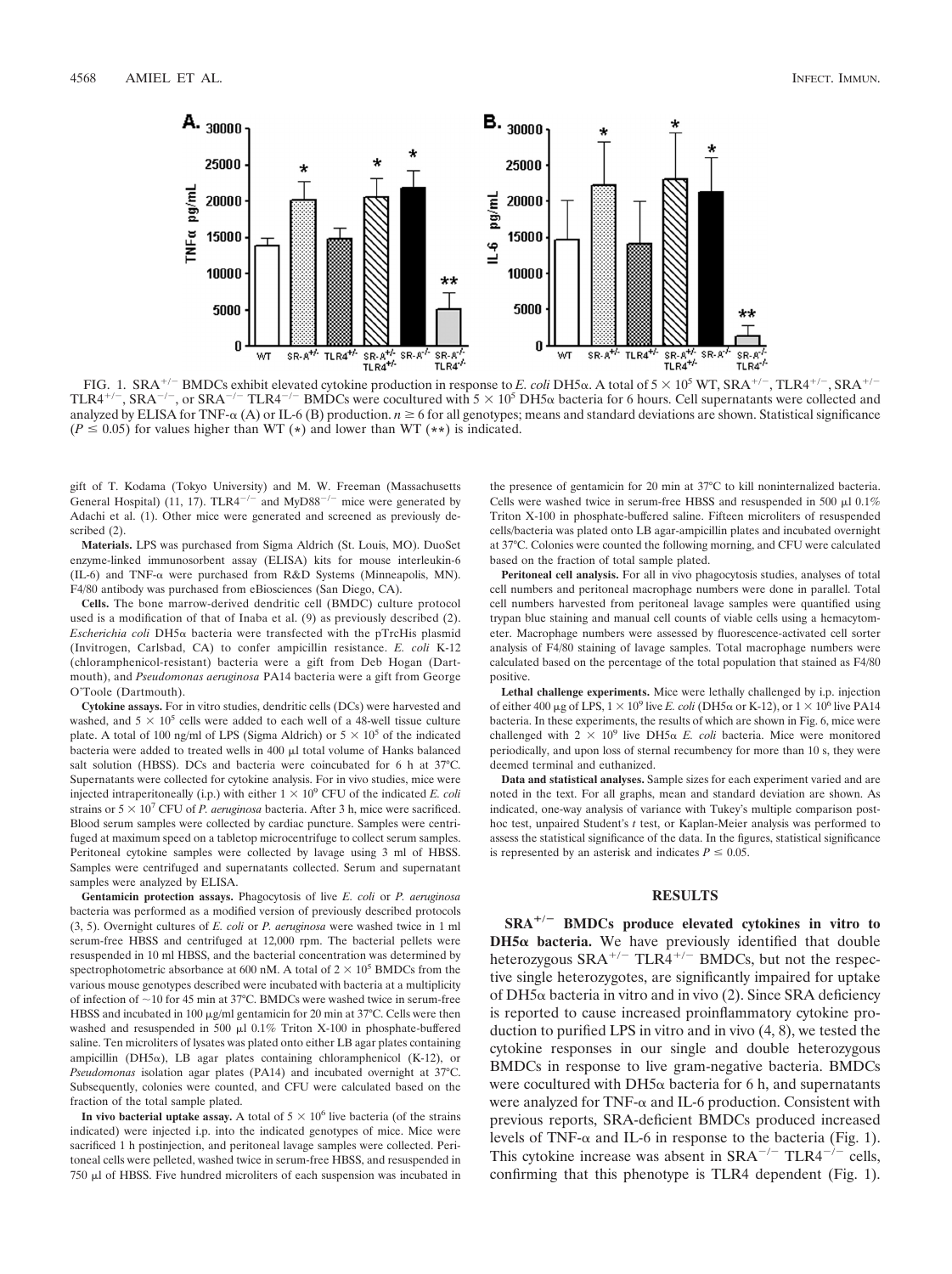FIG. 1. $SRA^{+/-}$ BMDCs exhibit elevated cytokine production in response to *E. coli* DH5α. A total of $5 \times 10^5$ WT, $SRA^{+/-}$, $TLR4^{+/-}$, $SRA^{+/-}$ $TLR4^{+/-}$, $SRA^{-/-}$, or $SRA^{-/-}$ $TLR4^{-/-}$ BMDCs were cocultured with $5 \times 10^5$ DH5α bacteria for 6 hours. Cell supernatants were collected and analyzed by ELISA for TNF-α (A) or IL-6 (B) production. $n \geq 6$ for all genotypes; means and standard deviations are shown. Statistical significance ($P \leq 0.05$) for values higher than WT (*) and lower than WT (**) is indicated.

gift of T. Kodama (Tokyo University) and M. W. Freeman (Massachusetts General Hospital) (11, 17). $TLR4^{-/-}$ and $MyD88^{-/-}$ mice were generated by Adachi et al. (1). Other mice were generated and screened as previously described (2).

**Materials.** LPS was purchased from Sigma Aldrich (St. Louis, MO). DuoSet enzyme-linked immunosorbent assay (ELISA) kits for mouse interleukin-6 (IL-6) and TNF-α were purchased from R&D Systems (Minneapolis, MN). F4/80 antibody was purchased from eBiosciences (San Diego, CA).

**Cells.** The bone marrow-derived dendritic cell (BMDC) culture protocol used is a modification of that of Inaba et al. (9) as previously described (2). *Escherichia coli* DH5α bacteria were transfected with the pTrcHis plasmid (Invitrogen, Carlsbad, CA) to confer ampicillin resistance. *E. coli* K-12 (chloramphenicol-resistant) bacteria were a gift from Deb Hogan (Dartmouth), and *Pseudomonas aeruginosa* PA14 bacteria were a gift from George O'Toole (Dartmouth).

**Cytokine assays.** For in vitro studies, dendritic cells (DCs) were harvested and washed, and $5 \times 10^5$ cells were added to each well of a 48-well tissue culture plate. A total of 100 ng/ml of LPS (Sigma Aldrich) or $5 \times 10^5$ of the indicated bacteria were added to treated wells in 400 μl total volume of Hanks balanced salt solution (HBSS). DCs and bacteria were coincubated for 6 h at 37°C. Supernatants were collected for cytokine analysis. For in vivo studies, mice were injected intraperitoneally (i.p.) with either $1 \times 10^9$ CFU of the indicated *E. coli* strains or $5 \times 10^7$ CFU of *P. aeruginosa* bacteria. After 3 h, mice were sacrificed. Blood serum samples were collected by cardiac puncture. Samples were centrifuged at maximum speed on a tabletop microcentrifuge to collect serum samples. Peritoneal cytokine samples were collected by lavage using 3 ml of HBSS. Samples were centrifuged and supernatants collected. Serum and supernatant samples were analyzed by ELISA.

**Gentamicin protection assays.** Phagocytosis of live *E. coli* or *P. aeruginosa* bacteria was performed as a modified version of previously described protocols (3, 5). Overnight cultures of *E. coli* or *P. aeruginosa* were washed twice in 1 ml serum-free HBSS and centrifuged at 12,000 rpm. The bacterial pellets were resuspended in 10 ml HBSS, and the bacterial concentration was determined by spectrophotometric absorbance at 600 nM. A total of $2 \times 10^5$ BMDCs from the various mouse genotypes described were incubated with bacteria at a multiplicity of infection of ~10 for 45 min at 37°C. BMDCs were washed twice in serum-free HBSS and incubated in 100 μg/ml gentamicin for 20 min at 37°C. Cells were then washed and resuspended in 500 μl 0.1% Triton X-100 in phosphate-buffered saline. Ten microliters of lysates was plated onto either LB agar plates containing ampicillin (DH5α), LB agar plates containing chloramphenicol (K-12), or *Pseudomonas* isolation agar plates (PA14) and incubated overnight at 37°C. Subsequently, colonies were counted, and CFU were calculated based on the fraction of the total sample plated.

**In vivo bacterial uptake assay.** A total of $5 \times 10^6$ live bacteria (of the strains indicated) were injected i.p. into the indicated genotypes of mice. Mice were sacrificed 1 h postinjection, and peritoneal lavage samples were collected. Peritoneal cells were pelleted, washed twice in serum-free HBSS, and resuspended in 750 μl of HBSS. Five hundred microliters of each suspension was incubated in the presence of gentamicin for 20 min at 37°C to kill noninternalized bacteria. Cells were washed twice in serum-free HBSS and resuspended in 500 μl 0.1% Triton X-100 in phosphate-buffered saline. Fifteen microliters of resuspended cells/bacteria was plated onto LB agar-ampicillin plates and incubated overnight at 37°C. Colonies were counted the following morning, and CFU were calculated based on the fraction of total sample plated.

**Peritoneal cell analysis.** For all in vivo phagocytosis studies, analyses of total cell numbers and peritoneal macrophage numbers were done in parallel. Total cell numbers harvested from peritoneal lavage samples were quantified using trypan blue staining and manual cell counts of viable cells using a hemacytometer. Macrophage numbers were assessed by fluorescence-activated cell sorter analysis of F4/80 staining of lavage samples. Total macrophage numbers were calculated based on the percentage of the total population that stained as F4/80 positive.

**Lethal challenge experiments.** Mice were lethally challenged by i.p. injection of either 400 μg of LPS, $1 \times 10^9$ live *E. coli* (DH5α or K-12), or $1 \times 10^6$ live PA14 bacteria. In these experiments, the results of which are shown in Fig. 6, mice were challenged with $2 \times 10^9$ live DH5α *E. coli* bacteria. Mice were monitored periodically, and upon loss of sternal recumbency for more than 10 s, they were deemed terminal and euthanized.

**Data and statistical analyses.** Sample sizes for each experiment varied and are noted in the text. For all graphs, mean and standard deviation are shown. As indicated, one-way analysis of variance with Tukey's multiple comparison posthoc test, unpaired Student's *t* test, or Kaplan-Meier analysis was performed to assess the statistical significance of the data. In the figures, statistical significance is represented by an asterisk and indicates $P \leq 0.05$.

## RESULTS

**$SRA^{+/-}$ BMDCs produce elevated cytokines in vitro to DH5α bacteria.** We have previously identified that double heterozygous $SRA^{+/-}$ $TLR4^{+/-}$ BMDCs, but not the respective single heterozygotes, are significantly impaired for uptake of DH5α bacteria in vitro and in vivo (2). Since SRA deficiency is reported to cause increased proinflammatory cytokine production to purified LPS in vitro and in vivo (4, 8), we tested the cytokine responses in our single and double heterozygous BMDCs in response to live gram-negative bacteria. BMDCs were cocultured with DH5α bacteria for 6 h, and supernatants were analyzed for TNF-α and IL-6 production. Consistent with previous reports, SRA-deficient BMDCs produced increased levels of TNF-α and IL-6 in response to the bacteria (Fig. 1). This cytokine increase was absent in $SRA^{-/-}$ $TLR4^{-/-}$ cells, confirming that this phenotype is TLR4 dependent (Fig. 1).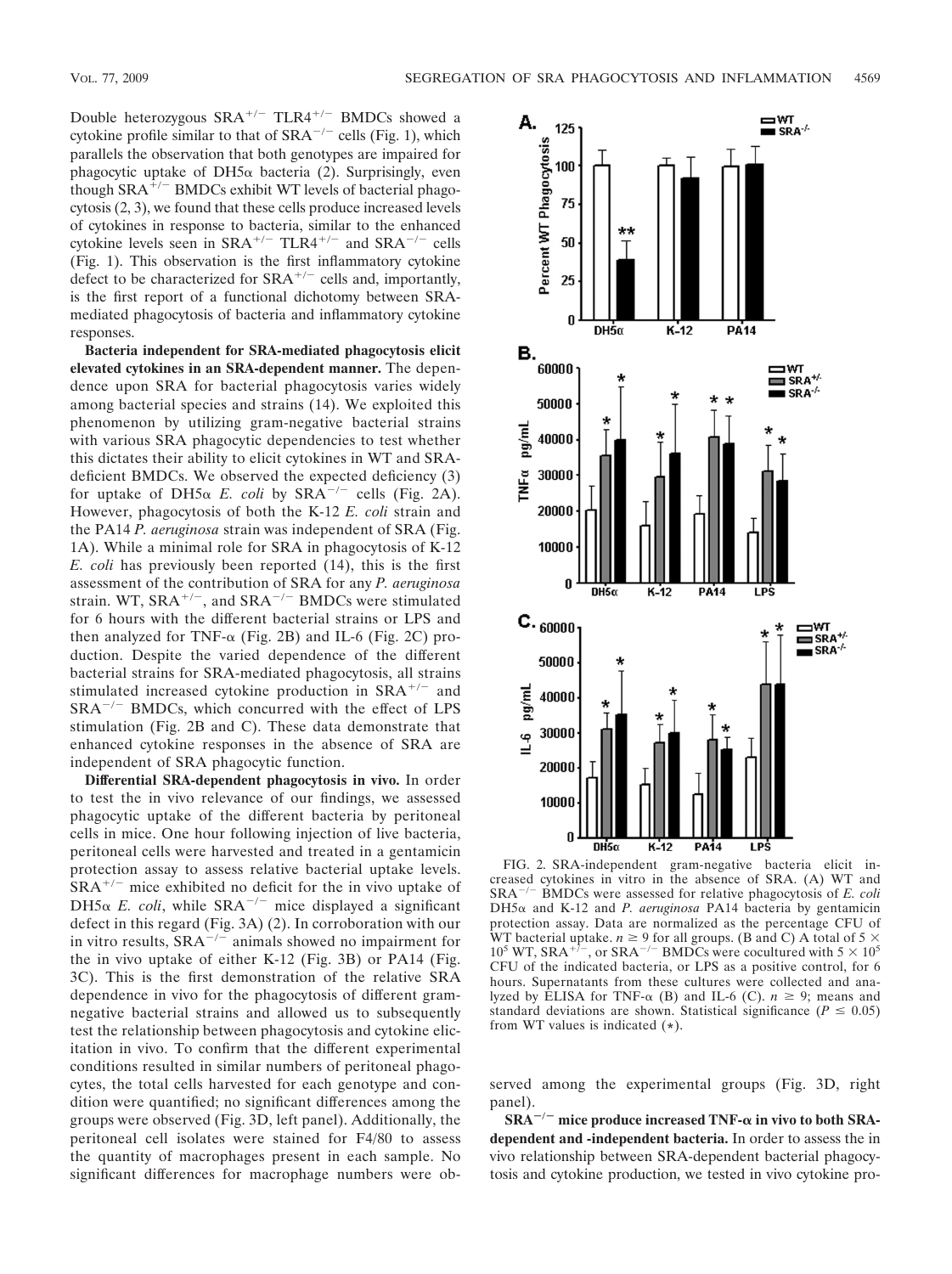Double heterozygous $SRA^{+/-}$ $TLR4^{+/-}$ BMDCs showed a cytokine profile similar to that of $SRA^{-/-}$ cells (Fig. 1), which parallels the observation that both genotypes are impaired for phagocytic uptake of DH5α bacteria (2). Surprisingly, even though $SRA^{+/-}$ BMDCs exhibit WT levels of bacterial phagocytosis (2, 3), we found that these cells produce increased levels of cytokines in response to bacteria, similar to the enhanced cytokine levels seen in $SRA^{+/-}$ $TLR4^{+/-}$ and $SRA^{-/-}$ cells (Fig. 1). This observation is the first inflammatory cytokine defect to be characterized for $SRA^{+/-}$ cells and, importantly, is the first report of a functional dichotomy between SRA-mediated phagocytosis of bacteria and inflammatory cytokine responses.

**Bacteria independent for SRA-mediated phagocytosis elicit elevated cytokines in an SRA-dependent manner.** The dependence upon SRA for bacterial phagocytosis varies widely among bacterial species and strains (14). We exploited this phenomenon by utilizing gram-negative bacterial strains with various SRA phagocytic dependencies to test whether this dictates their ability to elicit cytokines in WT and SRA-deficient BMDCs. We observed the expected deficiency (3) for uptake of DH5α *E. coli* by $SRA^{-/-}$ cells (Fig. 2A). However, phagocytosis of both the K-12 *E. coli* strain and the PA14 *P. aeruginosa* strain was independent of SRA (Fig. 1A). While a minimal role for SRA in phagocytosis of K-12 *E. coli* has previously been reported (14), this is the first assessment of the contribution of SRA for any *P. aeruginosa* strain. WT, $SRA^{+/-}$, and $SRA^{-/-}$ BMDCs were stimulated for 6 hours with the different bacterial strains or LPS and then analyzed for TNF-α (Fig. 2B) and IL-6 (Fig. 2C) production. Despite the varied dependence of the different bacterial strains for SRA-mediated phagocytosis, all strains stimulated increased cytokine production in $SRA^{+/-}$ and $SRA^{-/-}$ BMDCs, which concurred with the effect of LPS stimulation (Fig. 2B and C). These data demonstrate that enhanced cytokine responses in the absence of SRA are independent of SRA phagocytic function.

**Differential SRA-dependent phagocytosis in vivo.** In order to test the in vivo relevance of our findings, we assessed phagocytic uptake of the different bacteria by peritoneal cells in mice. One hour following injection of live bacteria, peritoneal cells were harvested and treated in a gentamicin protection assay to assess relative bacterial uptake levels. $SRA^{+/-}$ mice exhibited no deficit for the in vivo uptake of DH5α *E. coli*, while $SRA^{-/-}$ mice displayed a significant defect in this regard (Fig. 3A) (2). In corroboration with our in vitro results, $SRA^{-/-}$ animals showed no impairment for the in vivo uptake of either K-12 (Fig. 3B) or PA14 (Fig. 3C). This is the first demonstration of the relative SRA dependence in vivo for the phagocytosis of different gram-negative bacterial strains and allowed us to subsequently test the relationship between phagocytosis and cytokine elicitation in vivo. To confirm that the different experimental conditions resulted in similar numbers of peritoneal phagocytes, the total cells harvested for each genotype and condition were quantified; no significant differences among the groups were observed (Fig. 3D, left panel). Additionally, the peritoneal cell isolates were stained for F4/80 to assess the quantity of macrophages present in each sample. No significant differences for macrophage numbers were observed among the experimental groups (Fig. 3D, right panel).

FIG. 2. SRA-independent gram-negative bacteria elicit increased cytokines in vitro in the absence of SRA. (A) WT and $SRA^{-/-}$ BMDCs were assessed for relative phagocytosis of *E. coli* DH5α and K-12 and *P. aeruginosa* PA14 bacteria by gentamicin protection assay. Data are normalized as the percentage CFU of WT bacterial uptake. $n \geq 9$ for all groups. (B and C) A total of $5 \times 10^5$ WT, $SRA^{+/-}$, or $SRA^{-/-}$ BMDCs were cocultured with $5 \times 10^5$ CFU of the indicated bacteria, or LPS as a positive control, for 6 hours. Supernatants from these cultures were collected and analyzed by ELISA for TNF-α (B) and IL-6 (C). $n \geq 9$; means and standard deviations are shown. Statistical significance ($P \leq 0.05$) from WT values is indicated (*).

**$SRA^{-/-}$ mice produce increased TNF-α in vivo to both SRA-dependent and -independent bacteria.** In order to assess the in vivo relationship between SRA-dependent bacterial phagocytosis and cytokine production, we tested in vivo cytokine pro-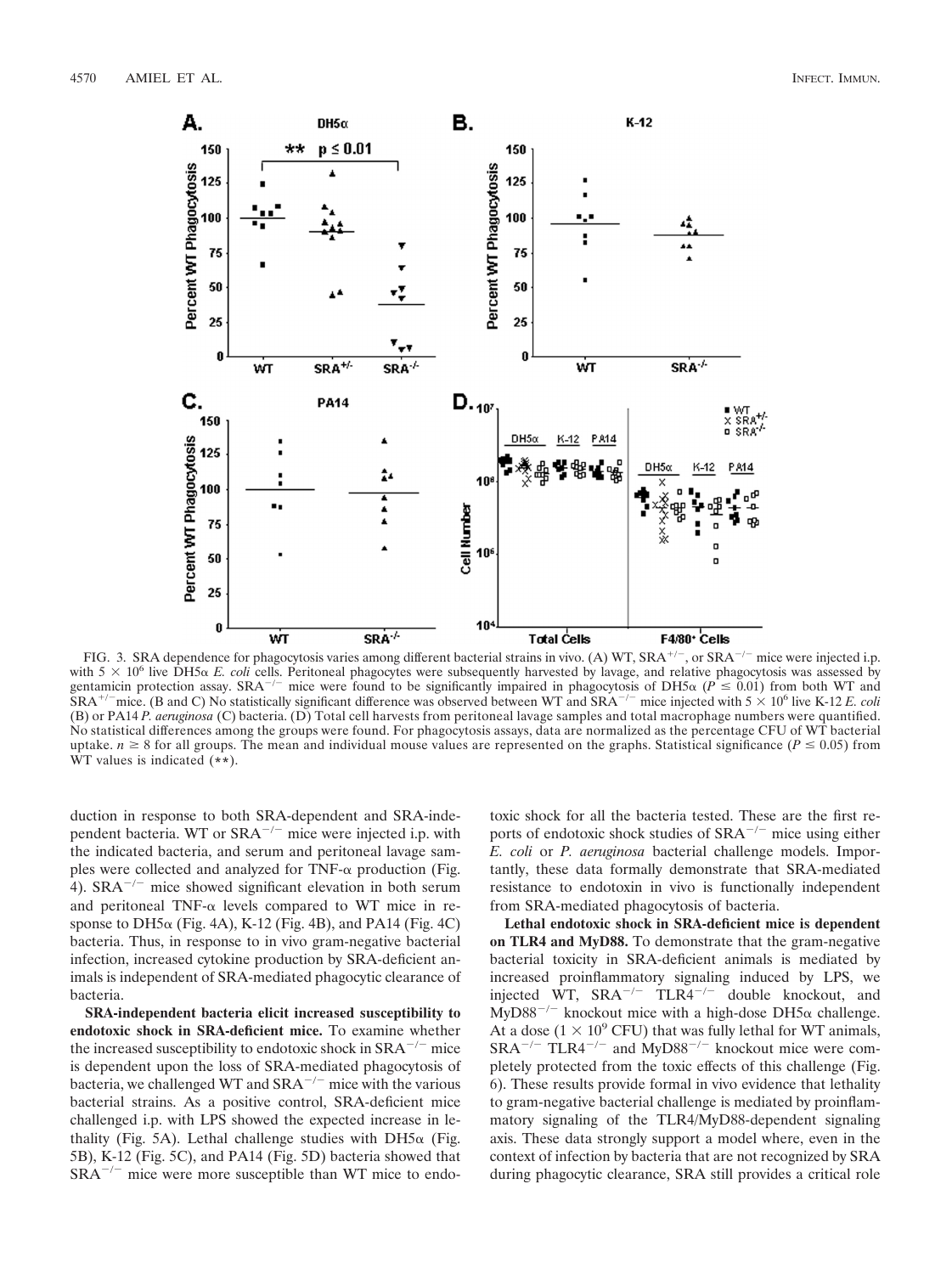FIG. 3. SRA dependence for phagocytosis varies among different bacterial strains in vivo. (A) WT, $SRA^{+/-}$, or $SRA^{-/-}$ mice were injected i.p. with $5 \times 10^6$ live DH5α *E. coli* cells. Peritoneal phagocytes were subsequently harvested by lavage, and relative phagocytosis was assessed by gentamicin protection assay. $SRA^{-/-}$ mice were found to be significantly impaired in phagocytosis of DH5α ($P \leq 0.01$) from both WT and $SRA^{+/-}$ mice. (B and C) No statistically significant difference was observed between WT and $SRA^{-/-}$ mice injected with $5 \times 10^6$ live K-12 *E. coli* (B) or PA14 *P. aeruginosa* (C) bacteria. (D) Total cell harvests from peritoneal lavage samples and total macrophage numbers were quantified. No statistical differences among the groups were found. For phagocytosis assays, data are normalized as the percentage CFU of WT bacterial uptake. $n \geq 8$ for all groups. The mean and individual mouse values are represented on the graphs. Statistical significance ($P \leq 0.05$) from WT values is indicated (**).

duction in response to both SRA-dependent and SRA-independent bacteria. WT or $SRA^{-/-}$ were injected i.p. with the indicated bacteria, and serum and peritoneal lavage samples were collected and analyzed for TNF-α production (Fig. 4). $SRA^{-/-}$ mice showed significant elevation in both serum and peritoneal TNF-α levels compared to WT mice in response to DH5α (Fig. 4A), K-12 (Fig. 4B), and PA14 (Fig. 4C) bacteria. Thus, in response to in vivo gram-negative bacterial infection, increased cytokine production by SRA-deficient animals is independent of SRA-mediated phagocytic clearance of bacteria.

**SRA-independent bacteria elicit increased susceptibility to endotoxic shock in SRA-deficient mice.** To examine whether the increased susceptibility to endotoxic shock in $SRA^{-/-}$ mice is dependent upon the loss of SRA-mediated phagocytosis of bacteria, we challenged WT and $SRA^{-/-}$ mice with the various bacterial strains. As a positive control, SRA-deficient mice challenged i.p. with LPS showed the expected increase in lethality (Fig. 5A). Lethal challenge studies with DH5α (Fig. 5B), K-12 (Fig. 5C), and PA14 (Fig. 5D) bacteria showed that $SRA^{-/-}$ mice were more susceptible than WT mice to endotoxic shock for all the bacteria tested. These are the first reports of endotoxic shock studies of $SRA^{-/-}$ mice using either *E. coli* or *P. aeruginosa* bacterial challenge models. Importantly, these data formally demonstrate that SRA-mediated resistance to endotoxin in vivo is functionally independent from SRA-mediated phagocytosis of bacteria.

**Lethal endotoxic shock in SRA-deficient mice is dependent on TLR4 and MyD88.** To demonstrate that the gram-negative bacterial toxicity in SRA-deficient animals is mediated by increased proinflammatory signaling induced by LPS, we injected WT, $SRA^{-/-}$ $TLR4^{-/-}$ double knockout, and $MyD88^{-/-}$ knockout mice with a high-dose DH5α challenge. At a dose ($1 \times 10^9$ CFU) that was fully lethal for WT animals, $SRA^{-/-}$ $TLR4^{-/-}$ and $MyD88^{-/-}$ knockout mice were completely protected from the toxic effects of this challenge (Fig. 6). These results provide formal in vivo evidence that lethality to gram-negative bacterial challenge is mediated by proinflammatory signaling of the TLR4/MyD88-dependent signaling axis. These data strongly support a model where, even in the context of infection by bacteria that are not recognized by SRA during phagocytic clearance, SRA still provides a critical role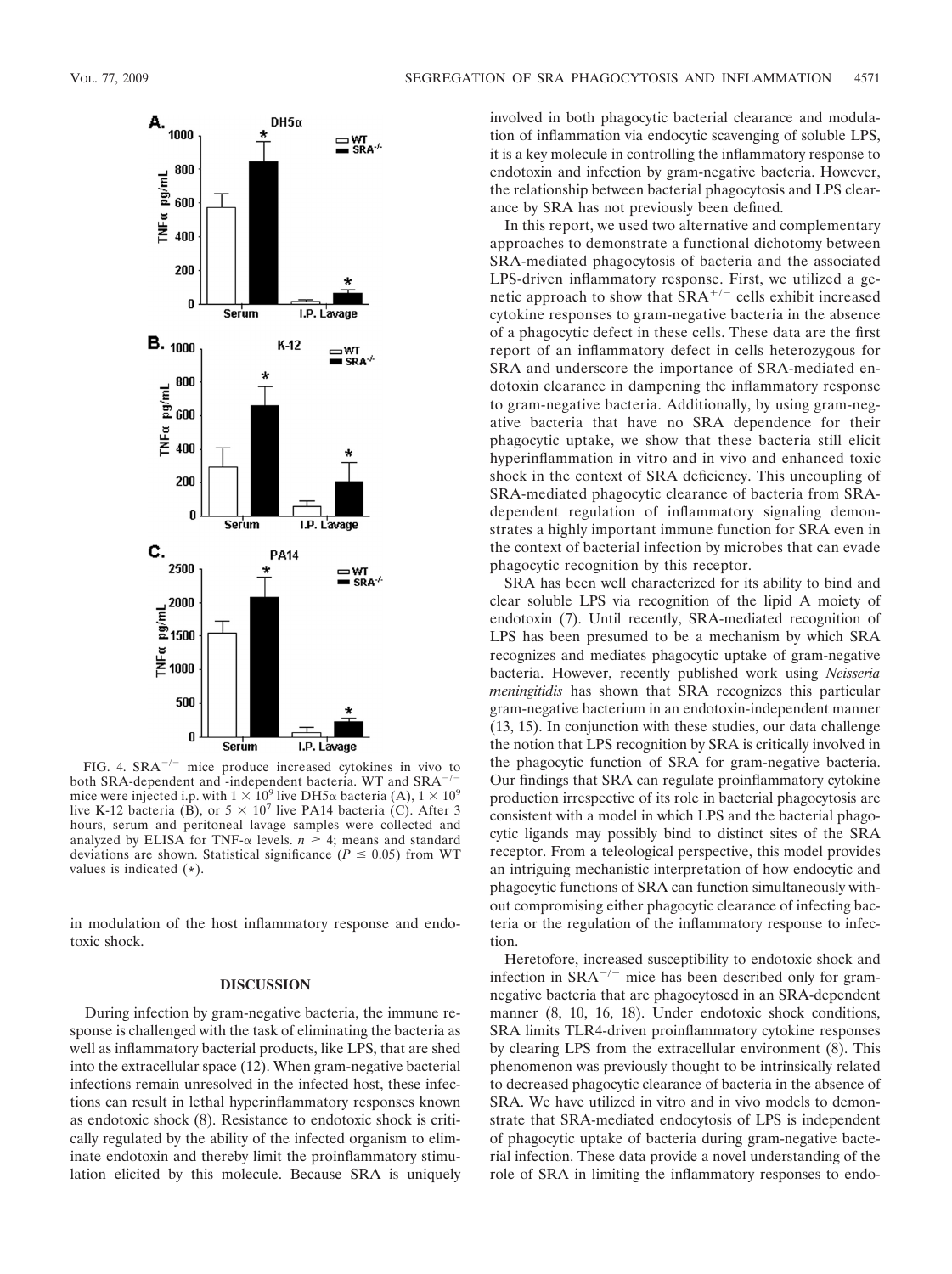FIG. 4. $SRA^{-/-}$ mice produce increased cytokines in vivo to both SRA-dependent and -independent bacteria. WT and $SRA^{-/-}$ mice were injected i.p. with $1 \times 10^9$ live DH5α bacteria (A), $1 \times 10^9$ live K-12 bacteria (B), or $5 \times 10^7$ live PA14 bacteria (C). After 3 hours, serum and peritoneal lavage samples were collected and analyzed by ELISA for TNF-α levels. $n \geq 4$; means and standard deviations are shown. Statistical significance ($P \leq 0.05$) from WT values is indicated (*).

in modulation of the host inflammatory response and endotoxic shock.

## DISCUSSION

During infection by gram-negative bacteria, the immune response is challenged with the task of eliminating the bacteria as well as inflammatory bacterial products, like LPS, that are shed into the extracellular space (12). When gram-negative bacterial infections remain unresolved in the infected host, these infections can result in lethal hyperinflammatory responses known as endotoxic shock (8). Resistance to endotoxic shock is critically regulated by the ability of the infected organism to eliminate endotoxin and thereby limit the proinflammatory stimulation elicited by this molecule. Because SRA is uniquely involved in both phagocytic bacterial clearance and modulation of inflammation via endocytic scavenging of soluble LPS, it is a key molecule in controlling the inflammatory response to endotoxin and infection by gram-negative bacteria. However, the relationship between bacterial phagocytosis and LPS clearance by SRA has not previously been defined.

In this report, we used two alternative and complementary approaches to demonstrate a functional dichotomy between SRA-mediated phagocytosis of bacteria and the associated LPS-driven inflammatory response. First, we utilized a genetic approach to show that $SRA^{+/-}$ cells exhibit increased cytokine responses to gram-negative bacteria in the absence of a phagocytic defect in these cells. These data are the first report of an inflammatory defect in cells heterozygous for SRA and underscore the importance of SRA-mediated endotoxin clearance in dampening the inflammatory response to gram-negative bacteria. Additionally, by using gram-negative bacteria that have no SRA dependence for their phagocytic uptake, we show that these bacteria still elicit hyperinflammation in vitro and in vivo and enhanced toxic shock in the context of SRA deficiency. This uncoupling of SRA-mediated phagocytic clearance of bacteria from SRA-dependent regulation of inflammatory signaling demonstrates a highly important immune function for SRA even in the context of bacterial infection by microbes that can evade phagocytic recognition by this receptor.

SRA has been well characterized for its ability to bind and clear soluble LPS via recognition of the lipid A moiety of endotoxin (7). Until recently, SRA-mediated recognition of LPS has been presumed to be a mechanism by which SRA recognizes and mediates phagocytic uptake of gram-negative bacteria. However, recently published work using *Neisseria meningitidis* has shown that SRA recognizes this particular gram-negative bacterium in an endotoxin-independent manner (13, 15). In conjunction with these studies, our data challenge the notion that LPS recognition by SRA is critically involved in the phagocytic function of SRA for gram-negative bacteria. Our findings that SRA can regulate proinflammatory cytokine production irrespective of its role in bacterial phagocytosis are consistent with a model in which LPS and the bacterial phagocytic ligands may possibly bind to distinct sites of the SRA receptor. From a teleological perspective, this model provides an intriguing mechanistic interpretation of how endocytic and phagocytic functions of SRA can function simultaneously without compromising either phagocytic clearance of infecting bacteria or the regulation of the inflammatory response to infection.

Heretofore, increased susceptibility to endotoxic shock and infection in $SRA^{-/-}$ mice has been described only for gram-negative bacteria that are phagocytosed in an SRA-dependent manner (8, 10, 16, 18). Under endotoxic shock conditions, SRA limits TLR4-driven proinflammatory cytokine responses by clearing LPS from the extracellular environment (8). This phenomenon was previously thought to be intrinsically related to decreased phagocytic clearance of bacteria in the absence of SRA. We have utilized in vitro and in vivo models to demonstrate that SRA-mediated endocytosis of LPS is independent of phagocytic uptake of bacteria during gram-negative bacterial infection. These data provide a novel understanding of the role of SRA in limiting the inflammatory responses to endo-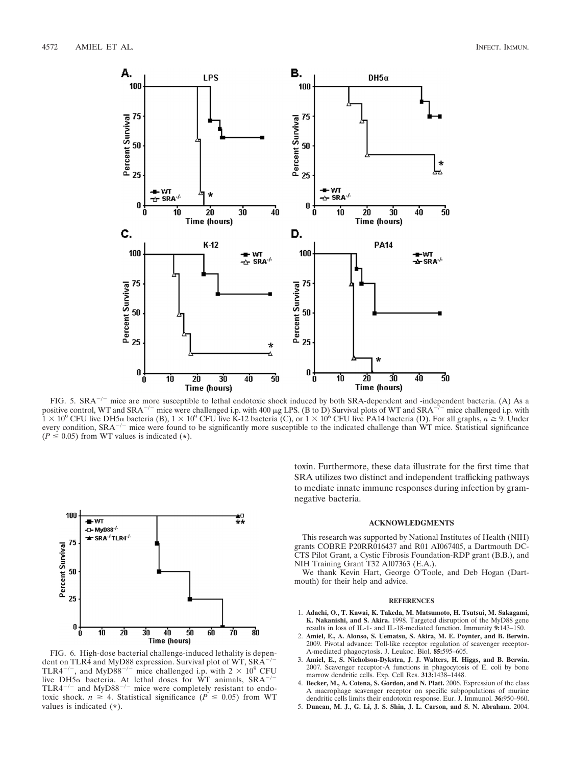FIG. 5. $SRA^{-/-}$ mice are more susceptible to lethal endotoxic shock induced by both SRA-dependent and -independent bacteria. (A) As a positive control, WT and $SRA^{-/-}$ mice were challenged i.p. with 400 μg LPS. (B to D) Survival plots of WT and $SRA^{-/-}$ mice challenged i.p. with $1 \times 10^9$ CFU live DH5α bacteria (B), $1 \times 10^9$ CFU live K-12 bacteria (C), or $1 \times 10^6$ CFU live PA14 bacteria (D). For all graphs, $n \geq 9$. Under every condition, $SRA^{-/-}$ mice were found to be significantly more susceptible to the indicated challenge than WT mice. Statistical significance ($P \leq 0.05$) from WT values is indicated (*).

FIG. 6. High-dose bacterial challenge-induced lethality is dependent on TLR4 and MyD88 expression. Survival plot of WT, $SRA^{-/-}$ $TLR4^{-/-}$, and $MyD88^{-/-}$ mice challenged i.p. with $2 \times 10^9$ CFU live DH5α bacteria. At lethal doses for WT animals, $SRA^{-/-}$ $TLR4^{-/-}$ and $MyD88^{-/-}$ mice were completely resistant to endotoxic shock. $n \geq 4$. Statistical significance ($P \leq 0.05$) from WT values is indicated (*).

toxin. Furthermore, these data illustrate for the first time that SRA utilizes two distinct and independent trafficking pathways to mediate innate immune responses during infection by gram-negative bacteria.

## ACKNOWLEDGMENTS

This research was supported by National Institutes of Health (NIH) grants COBRE P20RR016437 and R01 AI067405, a Dartmouth DC-CTS Pilot Grant, a Cystic Fibrosis Foundation-RDP grant (B.B.), and NIH Training Grant T32 AI07363 (E.A.).

We thank Kevin Hart, George O'Toole, and Deb Hogan (Dartmouth) for their help and advice.

## REFERENCES

1. **Adachi, O., T. Kawai, K. Takeda, M. Matsumoto, H. Tsutsui, M. Sakagami, K. Nakanishi, and S. Akira.** 1998. Targeted disruption of the MyD88 gene results in loss of IL-1- and IL-18-mediated function. Immunity **9:**143–150.
2. **Amiel, E., A. Alonso, S. Uematsu, S. Akira, M. E. Poynter, and B. Berwin.** 2009. Pivotal advance: Toll-like receptor regulation of scavenger receptor-A-mediated phagocytosis. J. Leukoc. Biol. **85:**595–605.
3. **Amiel, E., S. Nicholson-Dykstra, J. J. Walters, H. Higgs, and B. Berwin.** 2007. Scavenger receptor-A functions in phagocytosis of E. coli by bone marrow dendritic cells. Exp. Cell Res. **313:**1438–1448.
4. **Becker, M., A. Cotena, S. Gordon, and N. Platt.** 2006. Expression of the class A macrophage scavenger receptor on specific subpopulations of murine dendritic cells limits their endotoxin response. Eur. J. Immunol. **36:**950–960.
5. **Duncan, M. J., G. Li, J. S. Shin, J. L. Carson, and S. N. Abraham.** 2004.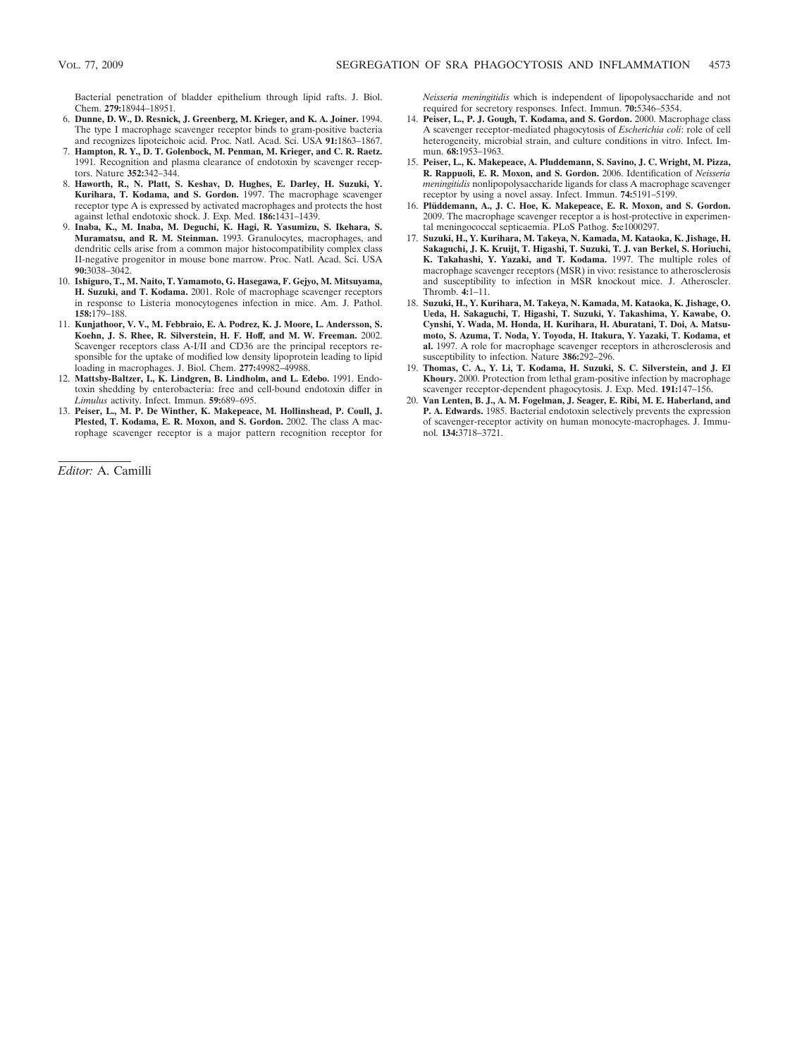Bacterial penetration of bladder epithelium through lipid rafts. J. Biol. Chem. **279:**18944–18951.

6. **Dunne, D. W., D. Resnick, J. Greenberg, M. Krieger, and K. A. Joiner.** 1994. The type I macrophage scavenger receptor binds to gram-positive bacteria and recognizes lipoteichoic acid. Proc. Natl. Acad. Sci. USA **91:**1863–1867.
7. **Hampton, R. Y., D. T. Golenbock, M. Penman, M. Krieger, and C. R. Raetz.** 1991. Recognition and plasma clearance of endotoxin by scavenger receptors. Nature **352:**342–344.
8. **Haworth, R., N. Platt, S. Keshav, D. Hughes, E. Darley, H. Suzuki, Y. Kurihara, T. Kodama, and S. Gordon.** 1997. The macrophage scavenger receptor type A is expressed by activated macrophages and protects the host against lethal endotoxic shock. J. Exp. Med. **186:**1431–1439.
9. **Inaba, K., M. Inaba, M. Deguchi, K. Hagi, R. Yasumizu, S. Ikehara, S. Muramatsu, and R. M. Steinman.** 1993. Granulocytes, macrophages, and dendritic cells arise from a common major histocompatibility complex class II-negative progenitor in mouse bone marrow. Proc. Natl. Acad. Sci. USA **90:**3038–3042.
10. **Ishiguro, T., M. Naito, T. Yamamoto, G. Hasegawa, F. Gejyo, M. Mitsuyama, H. Suzuki, and T. Kodama.** 2001. Role of macrophage scavenger receptors in response to Listeria monocytogenes infection in mice. Am. J. Pathol. **158:**179–188.
11. **Kunjathoor, V. V., M. Febbraio, E. A. Podrez, K. J. Moore, L. Andersson, S. Koehn, J. S. Rhee, R. Silverstein, H. F. Hoff, and M. W. Freeman.** 2002. Scavenger receptors class A-I/II and CD36 are the principal receptors responsible for the uptake of modified low density lipoprotein leading to lipid loading in macrophages. J. Biol. Chem. **277:**49982–49988.
12. **Mattsby-Baltzer, I., K. Lindgren, B. Lindholm, and L. Edebo.** 1991. Endotoxin shedding by enterobacteria: free and cell-bound endotoxin differ in *Limulus* activity. Infect. Immun. **59:**689–695.
13. **Peiser, L., M. P. De Winther, K. Makepeace, M. Hollinshead, P. Coull, J. Plested, T. Kodama, E. R. Moxon, and S. Gordon.** 2002. The class A macrophage scavenger receptor is a major pattern recognition receptor for *Neisseria meningitidis* which is independent of lipopolysaccharide and not required for secretory responses. Infect. Immun. **70:**5346–5354.
14. **Peiser, L., P. J. Gough, T. Kodama, and S. Gordon.** 2000. Macrophage class A scavenger receptor-mediated phagocytosis of *Escherichia coli*: role of cell heterogeneity, microbial strain, and culture conditions in vitro. Infect. Immun. **68:**1953–1963.
15. **Peiser, L., K. Makepeace, A. Pluddemann, S. Savino, J. C. Wright, M. Pizza, R. Rappuoli, E. R. Moxon, and S. Gordon.** 2006. Identification of *Neisseria meningitidis* nonlipopolysaccharide ligands for class A macrophage scavenger receptor by using a novel assay. Infect. Immun. **74:**5191–5199.
16. **Plüddemann, A., J. C. Hoe, K. Makepeace, E. R. Moxon, and S. Gordon.** 2009. The macrophage scavenger receptor a is host-protective in experimental meningococcal septicaemia. PLoS Pathog. **5:**e1000297.
17. **Suzuki, H., Y. Kurihara, M. Takeya, N. Kamada, M. Kataoka, K. Jishage, H. Sakaguchi, J. K. Kruijt, T. Higashi, T. Suzuki, T. J. van Berkel, S. Horiuchi, K. Takahashi, Y. Yazaki, and T. Kodama.** 1997. The multiple roles of macrophage scavenger receptors (MSR) in vivo: resistance to atherosclerosis and susceptibility to infection in MSR knockout mice. J. Atheroscler. Thromb. **4:**1–11.
18. **Suzuki, H., Y. Kurihara, M. Takeya, N. Kamada, M. Kataoka, K. Jishage, O. Ueda, H. Sakaguchi, T. Higashi, T. Suzuki, Y. Takashima, Y. Kawabe, O. Cynshi, Y. Wada, M. Honda, H. Kurihara, H. Aburatani, T. Doi, A. Matsumoto, S. Azuma, T. Noda, Y. Toyoda, H. Itakura, Y. Yazaki, T. Kodama, et al.** 1997. A role for macrophage scavenger receptors in atherosclerosis and susceptibility to infection. Nature **386:**292–296.
19. **Thomas, C. A., Y. Li, T. Kodama, H. Suzuki, S. C. Silverstein, and J. El Khoury.** 2000. Protection from lethal gram-positive infection by macrophage scavenger receptor-dependent phagocytosis. J. Exp. Med. **191:**147–156.
20. **Van Lenten, B. J., A. M. Fogelman, J. Seager, E. Ribi, M. E. Haberland, and P. A. Edwards.** 1985. Bacterial endotoxin selectively prevents the expression of scavenger-receptor activity on human monocyte-macrophages. J. Immunol. **134:**3718–3721.

*Editor:* A. Camilli